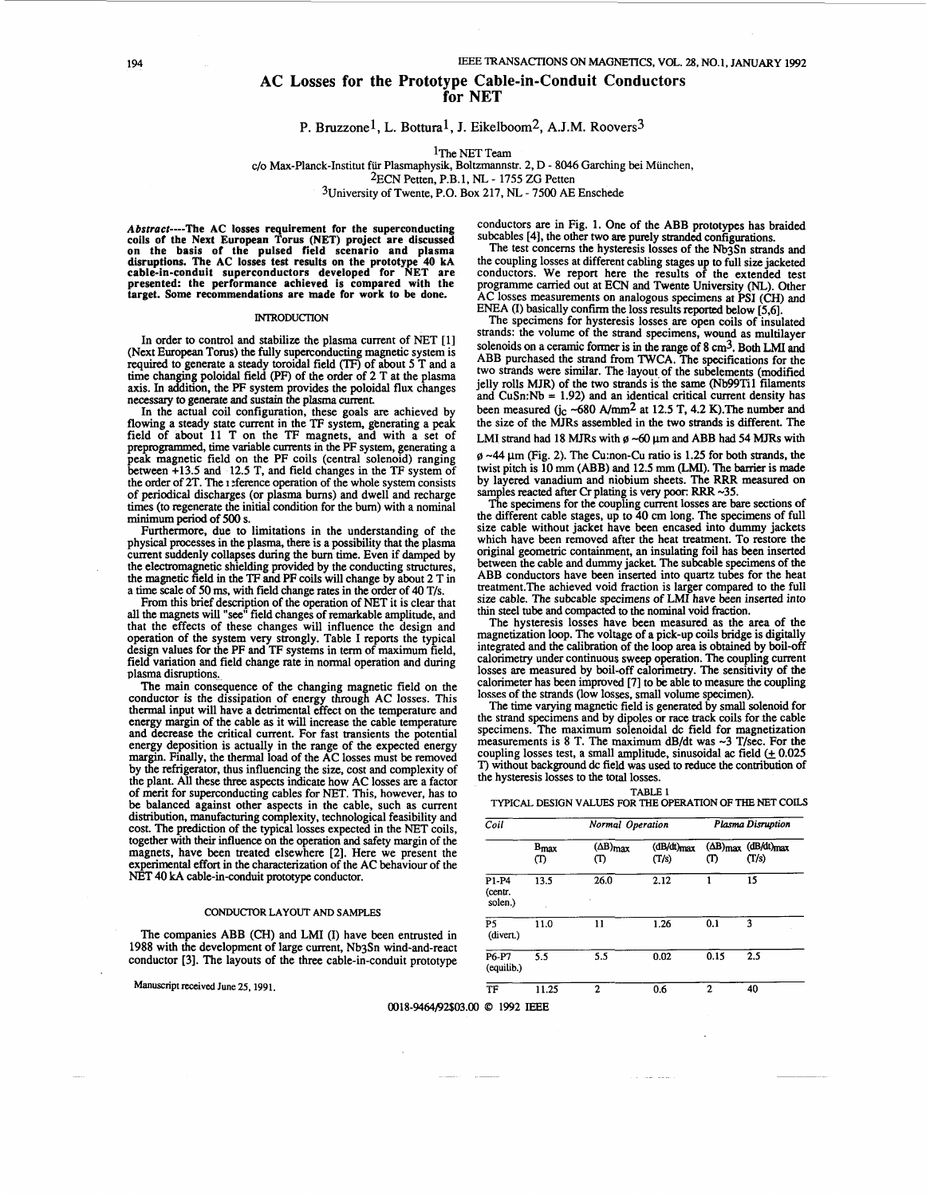# AC Losses for the Prototype Cable-in-Conduit Conductors for NET

P. Bruzzone[1], L. Bottura[1], J. Eikelboom[2], A.J.M. Roovers[3]

[1]The NET Team
c/o Max-Planck-Institut für Plasmaphysik, Boltzmannstr. 2, D - 8046 Garching bei München,
[2]ECN Petten, P.B.1, NL - 1755 ZG Petten
[3]University of Twente, P.O. Box 217, NL - 7500 AE Enschede

***Abstract*----The AC losses requirement for the superconducting coils of the Next European Torus (NET) project are discussed on the basis of the pulsed field scenario and plasma disruptions. The AC losses test results on the prototype 40 kA cable-in-conduit superconductors developed for NET are presented: the performance achieved is compared with the target. Some recommendations are made for work to be done.**

## INTRODUCTION

In order to control and stabilize the plasma current of NET [1] (Next European Torus) the fully superconducting magnetic system is required to generate a steady toroidal field (TF) of about 5 T and a time changing poloidal field (PF) of the order of 2 T at the plasma axis. In addition, the PF system provides the poloidal flux changes necessary to generate and sustain the plasma current.

In the actual coil configuration, these goals are achieved by flowing a steady state current in the TF system, generating a peak field of about 11 T on the TF magnets, and with a set of preprogrammed, time variable currents in the PF system, generating a peak magnetic field on the PF coils (central solenoid) ranging between +13.5 and -12.5 T, and field changes in the TF system of the order of 2T. The reference operation of the whole system consists of periodical discharges (or plasma burns) and dwell and recharge times (to regenerate the initial condition for the burn) with a nominal minimum period of 500 s.

Furthermore, due to limitations in the understanding of the physical processes in the plasma, there is a possibility that the plasma current suddenly collapses during the burn time. Even if damped by the electromagnetic shielding provided by the conducting structures, the magnetic field in the TF and PF coils will change by about 2 T in a time scale of 50 ms, with field change rates in the order of 40 T/s.

From this brief description of the operation of NET it is clear that all the magnets will "see" field changes of remarkable amplitude, and that the effects of these changes will influence the design and operation of the system very strongly. Table I reports the typical design values for the PF and TF systems in term of maximum field, field variation and field change rate in normal operation and during plasma disruptions.

The main consequence of the changing magnetic field on the conductor is the dissipation of energy through AC losses. This thermal input will have a detrimental effect on the temperature and energy margin of the cable as it will increase the cable temperature and decrease the critical current. For fast transients the potential energy deposition is actually in the range of the expected energy margin. Finally, the thermal load of the AC losses must be removed by the refrigerator, thus influencing the size, cost and complexity of the plant. All these three aspects indicate how AC losses are a factor of merit for superconducting cables for NET. This, however, has to be balanced against other aspects in the cable, such as current distribution, manufacturing complexity, technological feasibility and cost. The prediction of the typical losses expected in the NET coils, together with their influence on the operation and safety margin of the magnets, have been treated elsewhere [2]. Here we present the experimental effort in the characterization of the AC behaviour of the NET 40 kA cable-in-conduit prototype conductor.

## CONDUCTOR LAYOUT AND SAMPLES

The companies ABB (CH) and LMI (I) have been entrusted in 1988 with the development of large current, $Nb_3Sn$ wind-and-react conductor [3]. The layouts of the three cable-in-conduit prototype conductors are in Fig. 1. One of the ABB prototypes has braided subcables [4], the other two are purely stranded configurations.

The test concerns the hysteresis losses of the $Nb_3Sn$ strands and the coupling losses at different cabling stages up to full size jacketed conductors. We report here the results of the extended test programme carried out at ECN and Twente University (NL). Other AC losses measurements on analogous specimens at PSI (CH) and ENEA (I) basically confirm the loss results reported below [5,6].

The specimens for hysteresis losses are open coils of insulated strands: the volume of the strand specimens, wound as multilayer solenoids on a ceramic former is in the range of 8 $cm^3$. Both LMI and ABB purchased the strand from TWCA. The specifications for the two strands were similar. The layout of the subelements (modified jelly rolls MJR) of the two strands is the same (Nb99Ti1 filaments and CuSn:Nb = 1.92) and an identical critical current density has been measured ($j_c$ ~680 A/mm$^2$ at 12.5 T, 4.2 K). The number and the size of the MJRs assembled in the two strands is different. The LMI strand had 18 MJRs with ø ~60 μm and ABB had 54 MJRs with ø ~44 μm (Fig. 2). The Cu:non-Cu ratio is 1.25 for both strands, the twist pitch is 10 mm (ABB) and 12.5 mm (LMI). The barrier is made by layered vanadium and niobium sheets. The RRR measured on samples reacted after Cr plating is very poor: RRR ~35.

The specimens for the coupling current losses are bare sections of the different cable stages, up to 40 cm long. The specimens of full size cable without jacket have been encased into dummy jackets which have been removed after the heat treatment. To restore the original geometric containment, an insulating foil has been inserted between the cable and dummy jacket. The subcable specimens of the ABB conductors have been inserted into quartz tubes for the heat treatment. The achieved void fraction is larger compared to the full size cable. The subcable specimens of LMI have been inserted into thin steel tube and compacted to the nominal void fraction.

The hysteresis losses have been measured as the area of the magnetization loop. The voltage of a pick-up coils bridge is digitally integrated and the calibration of the loop area is obtained by boil-off calorimetry under continuous sweep operation. The coupling current losses are measured by boil-off calorimetry. The sensitivity of the calorimeter has been improved [7] to be able to measure the coupling losses of the strands (low losses, small volume specimen).

The time varying magnetic field is generated by small solenoid for the strand specimens and by dipoles or race track coils for the cable specimens. The maximum solenoidal dc field for magnetization measurements is 8 T. The maximum dB/dt was ~3 T/sec. For the coupling losses test, a small amplitude, sinusoidal ac field (± 0.025 T) without background dc field was used to reduce the contribution of the hysteresis losses to the total losses.

TABLE I
TYPICAL DESIGN VALUES FOR THE OPERATION OF THE NET COILS

| Coil | Normal Operation | | | Plasma Disruption | |
|---|---|---|---|---|---|
| | $B_{max}$ (T) | $(\Delta B)_{max}$ (T) | $(dB/dt)_{max}$ (T/s) | $(\Delta B)_{max}$ (T) | $(dB/dt)_{max}$ (T/s) |
| P1-P4 (centr. solen.) | 13.5 | 26.0 | 2.12 | 1 | 15 |
| P5 (divert.) | 11.0 | 11 | 1.26 | 0.1 | 3 |
| P6-P7 (equilib.) | 5.5 | 5.5 | 0.02 | 0.15 | 2.5 |
| TF | 11.25 | 2 | 0.6 | 2 | 40 |

Manuscript received June 25, 1991.

0018-9464/92$03.00 © 1992 IEEE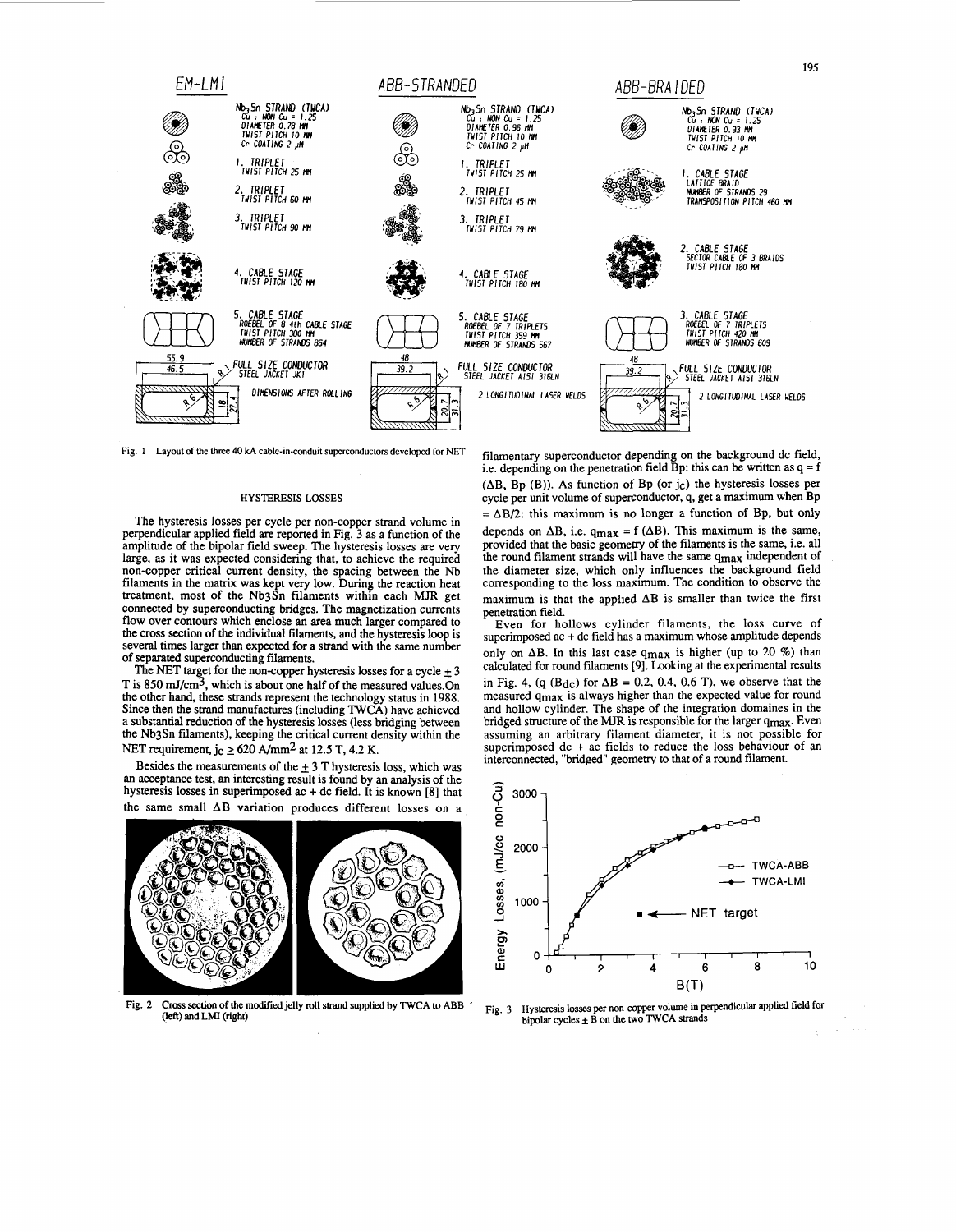Fig. 1 Layout of the three 40 kA cable-in-conduit superconductors developed for NET

## HYSTERESIS LOSSES

The hysteresis losses per cycle per non-copper strand volume in perpendicular applied field are reported in Fig. 3 as a function of the amplitude of the bipolar field sweep. The hysteresis losses are very large, as it was expected considering that, to achieve the required non-copper critical current density, the spacing between the Nb filaments in the matrix was kept very low. During the reaction heat treatment, most of the $Nb_3Sn$ filaments within each MJR get connected by superconducting bridges. The magnetization currents flow over contours which enclose an area much larger compared to the cross section of the individual filaments, and the hysteresis loop is several times larger than expected for a strand with the same number of separated superconducting filaments.

The NET target for the non-copper hysteresis losses for a cycle ± 3 T is 850 $mJ/cm^3$, which is about one half of the measured values. On the other hand, these strands represent the technology status in 1988. Since then the strand manufactures (including TWCA) have achieved a substantial reduction of the hysteresis losses (less bridging between the $Nb_3Sn$ filaments), keeping the critical current density within the NET requirement, $j_c \geq 620$ $A/mm^2$ at 12.5 T, 4.2 K.

Besides the measurements of the ± 3 T hysteresis loss, which was an acceptance test, an interesting result is found by an analysis of the hysteresis losses in superimposed ac + dc field. It is known [8] that the same small $\Delta B$ variation produces different losses on a filamentary superconductor depending on the background dc field, i.e. depending on the penetration field Bp: this can be written as $q = f(\Delta B, Bp (B))$. As function of Bp (or $j_c$) the hysteresis losses per cycle per unit volume of superconductor, q, get a maximum when $Bp = \Delta B/2$: this maximum is no longer a function of Bp, but only depends on $\Delta B$, i.e. $q_{max} = f(\Delta B)$. This maximum is the same, provided that the basic geometry of the filaments is the same, i.e. all the round filament strands will have the same $q_{max}$ independent of the diameter size, which only influences the background field corresponding to the loss maximum. The condition to observe the maximum is that the applied $\Delta B$ is smaller than twice the first penetration field.

Even for hollows cylinder filaments, the loss curve of superimposed ac + dc field has a maximum whose amplitude depends only on $\Delta B$. In this last case $q_{max}$ is higher (up to 20 %) than calculated for round filaments [9]. Looking at the experimental results in Fig. 4, ($q$ ($B_{dc}$) for $\Delta B$ = 0.2, 0.4, 0.6 T), we observe that the measured $q_{max}$ is always higher than the expected value for round and hollow cylinder. The shape of the integration domaines in the bridged structure of the MJR is responsible for the larger $q_{max}$. Even assuming an arbitrary filament diameter, it is not possible for superimposed dc + ac fields to reduce the loss behaviour of an interconnected, "bridged" geometry to that of a round filament.

Fig. 2 Cross section of the modified jelly roll strand supplied by TWCA to ABB (left) and LMI (right)

Fig. 3 Hysteresis losses per non-copper volume in perpendicular applied field for bipolar cycles ± B on the two TWCA strands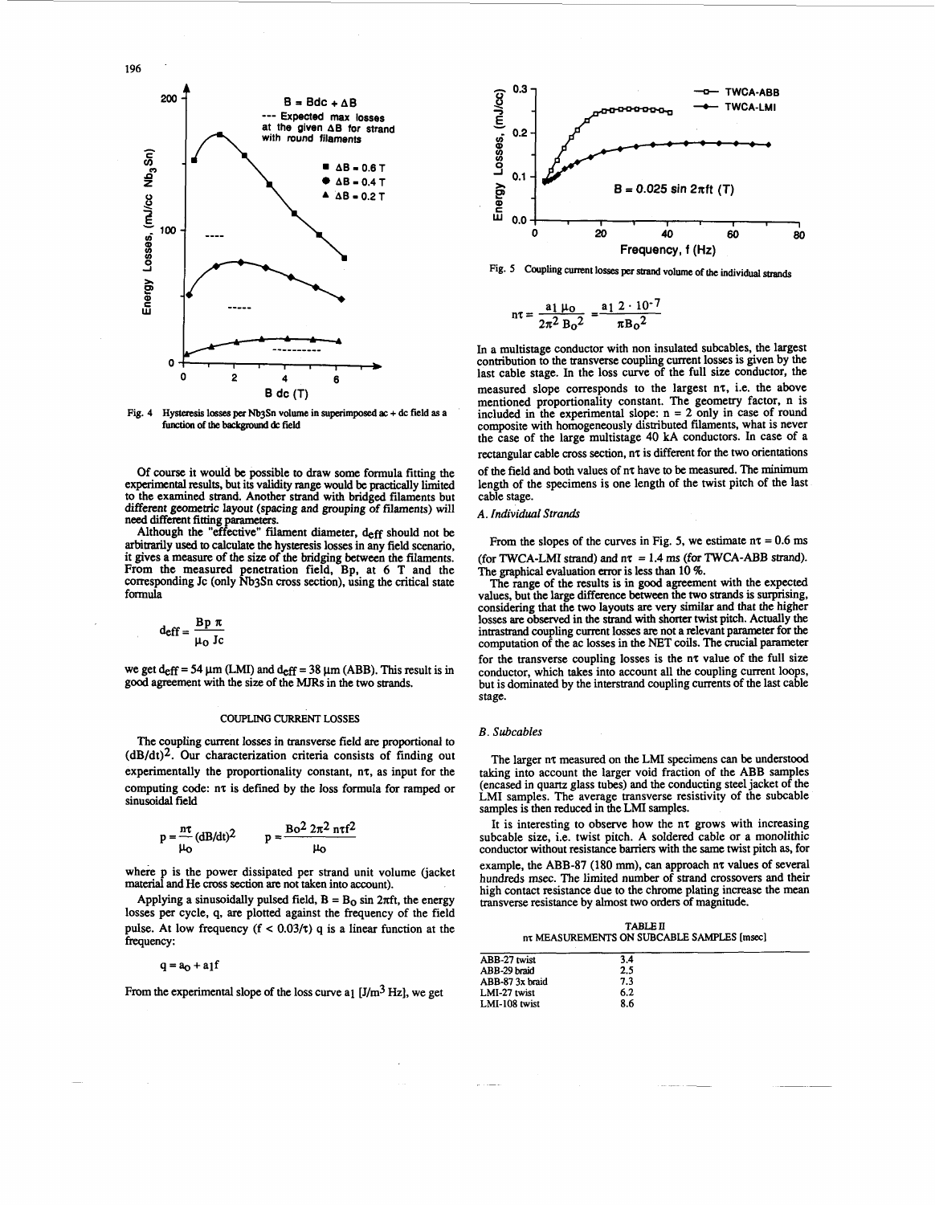Fig. 4 Hysteresis losses per $Nb_3Sn$ volume in superimposed ac + dc field as a function of the background dc field

Of course it would be possible to draw some formula fitting the experimental results, but its validity range would be practically limited to the examined strand. Another strand with bridged filaments but different geometric layout (spacing and grouping of filaments) will need different fitting parameters.

Although the "effective" filament diameter, $d_{eff}$ should not be arbitrarily used to calculate the hysteresis losses in any field scenario, it gives a measure of the size of the bridging between the filaments. From the measured penetration field, Bp, at 6 T and the corresponding Jc (only $Nb_3Sn$ cross section), using the critical state formula

$$d_{eff} = \frac{B_p \pi}{\mu_0 J_c}$$

we get $d_{eff}$ = 54 μm (LMI) and $d_{eff}$ = 38 μm (ABB). This result is in good agreement with the size of the MJRs in the two strands.

## COUPLING CURRENT LOSSES

The coupling current losses in transverse field are proportional to $(dB/dt)^2$. Our characterization criteria consists of finding out experimentally the proportionality constant, $n\tau$, as input for the computing code: $n\tau$ is defined by the loss formula for ramped or sinusoidal field

$$p = \frac{n\tau}{\mu_0}(dB/dt)^2 \qquad p = \frac{B_0^2\, 2\pi^2\, n\tau f^2}{\mu_0}$$

where p is the power dissipated per strand unit volume (jacket material and He cross section are not taken into account).

Applying a sinusoidally pulsed field, $B = B_0 \sin 2\pi ft$, the energy losses per cycle, q, are plotted against the frequency of the field pulse. At low frequency ($f < 0.03/\tau$) q is a linear function at the frequency:

$$q = a_0 + a_1 f$$

From the experimental slope of the loss curve $a_1$ [$J/m^3$ Hz], we get

Fig. 5 Coupling current losses per strand volume of the individual strands

$$n\tau = \frac{a_1 \mu_0}{2\pi^2 B_0^2} = \frac{a_1\, 2 \cdot 10^{-7}}{\pi B_0^2}$$

In a multistage conductor with non insulated subcables, the largest contribution to the transverse coupling current losses is given by the last cable stage. In the loss curve of the full size conductor, the measured slope corresponds to the largest $n\tau$, i.e. the above mentioned proportionality constant. The geometry factor, n is included in the experimental slope: n = 2 only in case of round composite with homogeneously distributed filaments, what is never the case of the large multistage 40 kA conductors. In case of a rectangular cable cross section, $n\tau$ is different for the two orientations of the field and both values of $n\tau$ have to be measured. The minimum length of the specimens is one length of the twist pitch of the last cable stage.

### *A. Individual Strands*

From the slopes of the curves in Fig. 5, we estimate $n\tau$ = 0.6 ms (for TWCA-LMI strand) and $n\tau$ = 1.4 ms (for TWCA-ABB strand). The graphical evaluation error is less than 10 %.

The range of the results is in good agreement with the expected values, but the large difference between the two strands is surprising, considering that the two layouts are very similar and that the higher losses are observed in the strand with shorter twist pitch. Actually the intrastrand coupling current losses are not a relevant parameter for the computation of the ac losses in the NET coils. The crucial parameter for the transverse coupling losses is the $n\tau$ value of the full size conductor, which takes into account all the coupling current loops, but is dominated by the interstrand coupling currents of the last cable stage.

### *B. Subcables*

The larger $n\tau$ measured on the LMI specimens can be understood taking into account the larger void fraction of the ABB samples (encased in quartz glass tubes) and the conducting steel jacket of the LMI samples. The average transverse resistivity of the subcable samples is then reduced in the LMI samples.

It is interesting to observe how the $n\tau$ grows with increasing subcable size, i.e. twist pitch. A soldered cable or a monolithic conductor without resistance barriers with the same twist pitch as, for example, the ABB-87 (180 mm), can approach $n\tau$ values of several hundreds msec. The limited number of strand crossovers and their high contact resistance due to the chrome plating increase the mean transverse resistance by almost two orders of magnitude.

TABLE II
$n\tau$ MEASUREMENTS ON SUBCABLE SAMPLES [msec]

| | |
|---|---|
| ABB-27 twist | 3.4 |
| ABB-29 braid | 2.5 |
| ABB-87 3x braid | 7.3 |
| LMI-27 twist | 6.2 |
| LMI-108 twist | 8.6 |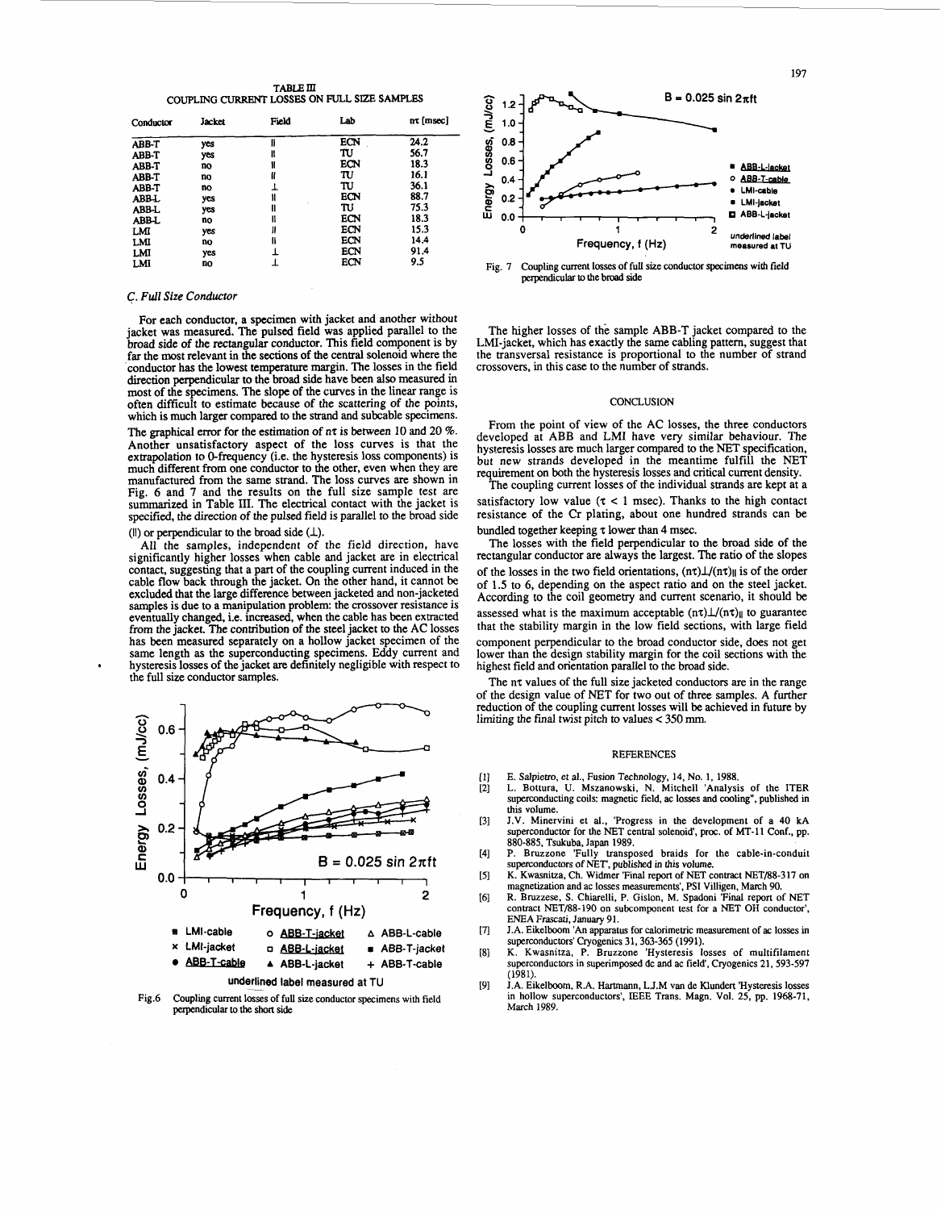TABLE III
COUPLING CURRENT LOSSES ON FULL SIZE SAMPLES

| Conductor | Jacket | Field | Lab | $n\tau$ [msec] |
|---|---|---|---|---|
| ABB-T | yes | ∥ | ECN | 24.2 |
| ABB-T | yes | ∥ | TU | 56.7 |
| ABB-T | no | ∥ | ECN | 18.3 |
| ABB-T | no | ∥ | TU | 16.1 |
| ABB-T | no | ⊥ | TU | 36.1 |
| ABB-L | yes | ∥ | ECN | 88.7 |
| ABB-L | yes | ∥ | TU | 75.3 |
| ABB-L | no | ∥ | ECN | 18.3 |
| LMI | yes | ∥ | ECN | 15.3 |
| LMI | no | ∥ | ECN | 14.4 |
| LMI | yes | ⊥ | ECN | 91.4 |
| LMI | no | ⊥ | ECN | 9.5 |

### *C. Full Size Conductor*

For each conductor, a specimen with jacket and another without jacket was measured. The pulsed field was applied parallel to the broad side of the rectangular conductor. This field component is by far the most relevant in the sections of the central solenoid where the conductor has the lowest temperature margin. The losses in the field direction perpendicular to the broad side have been also measured in most of the specimens. The slope of the curves in the linear range is often difficult to estimate because of the scattering of the points, which is much larger compared to the strand and subcable specimens. The graphical error for the estimation of $n\tau$ is between 10 and 20 %. Another unsatisfactory aspect of the loss curves is that the extrapolation to 0-frequency (i.e. the hysteresis loss components) is much different from one conductor to the other, even when they are manufactured from the same strand. The loss curves are shown in Fig. 6 and 7 and the results on the full size sample test are summarized in Table III. The electrical contact with the jacket is specified, the direction of the pulsed field is parallel to the broad side (∥) or perpendicular to the broad side (⊥).

All the samples, independent of the field direction, have significantly higher losses when cable and jacket are in electrical contact, suggesting that a part of the coupling current induced in the cable flow back through the jacket. On the other hand, it cannot be excluded that the large difference between jacketed and non-jacketed samples is due to a manipulation problem: the crossover resistance is eventually changed, i.e. increased, when the cable has been extracted from the jacket. The contribution of the steel jacket to the AC losses has been measured separately on a hollow jacket specimen of the same length as the superconducting specimens. Eddy current and hysteresis losses of the jacket are definitely negligible with respect to the full size conductor samples.

Energy Losses, (mJ/cc)
0.0
0.2
0.4
0.6
0
1
2
Frequency, f (Hz)
B = 0.025 sin 2πft
■ LMI-cable
× LMI-jacket
● ABB-T-cable
○ ABB-T-jacket
□ ABB-L-jacket
▲ ABB-L-jacket
△ ABB-L-cable
■ ABB-T-jacket
+ ABB-T-cable
underlined label measured at TU

Fig.6 Coupling current losses of full size conductor specimens with field perpendicular to the short side

Energy Losses, (mJ/cc)
0.0
0.2
0.4
0.6
0.8
1.0
1.2
0
1
2
Frequency, f (Hz)
B = 0.025 sin 2πft
■ ABB-L-jacket
○ ABB-T-cable
● LMI-cable
■ LMI-jacket
□ ABB-L-jacket
underlined label measured at TU

Fig. 7 Coupling current losses of full size conductor specimens with field perpendicular to the broad side

The higher losses of the sample ABB-T jacket compared to the LMI-jacket, which has exactly the same cabling pattern, suggest that the transversal resistance is proportional to the number of strand crossovers, in this case to the number of strands.

## CONCLUSION

From the point of view of the AC losses, the three conductors developed at ABB and LMI have very similar behaviour. The hysteresis losses are much larger compared to the NET specification, but new strands developed in the meantime fulfill the NET requirement on both the hysteresis losses and critical current density.

The coupling current losses of the individual strands are kept at a satisfactory low value ($\tau < 1$ msec). Thanks to the high contact resistance of the Cr plating, about one hundred strands can be bundled together keeping $\tau$ lower than 4 msec.

The losses with the field perpendicular to the broad side of the rectangular conductor are always the largest. The ratio of the slopes of the losses in the two field orientations, $(n\tau)_{\perp}/(n\tau)_{\parallel}$ is of the order of 1.5 to 6, depending on the aspect ratio and on the steel jacket. According to the coil geometry and current scenario, it should be assessed what is the maximum acceptable $(n\tau)_{\perp}/(n\tau)_{\parallel}$ to guarantee that the stability margin in the low field sections, with large field component perpendicular to the broad conductor side, does not get lower than the design stability margin for the coil sections with the highest field and orientation parallel to the broad side.

The $n\tau$ values of the full size jacketed conductors are in the range of the design value of NET for two out of three samples. A further reduction of the coupling current losses will be achieved in future by limiting the final twist pitch to values < 350 mm.

## REFERENCES

[1] E. Salpietro, et al., Fusion Technology, 14, No. 1, 1988.

[2] L. Bottura, U. Mszanowski, N. Mitchell 'Analysis of the ITER superconducting coils: magnetic field, ac losses and cooling", published in this volume.

[3] J.V. Minervini et al., 'Progress in the development of a 40 kA superconductor for the NET central solenoid', proc. of MT-11 Conf., pp. 880-885, Tsukuba, Japan 1989.

[4] P. Bruzzone 'Fully transposed braids for the cable-in-conduit superconductors of NET', published in this volume.

[5] K. Kwasnitza, Ch. Widmer 'Final report of NET contract NET/88-317 on magnetization and ac losses measurements', PSI Villigen, March 90.

[6] R. Bruzzese, S. Chiarelli, P. Gislon, M. Spadoni 'Final report of NET contract NET/88-190 on subcomponent test for a NET OH conductor', ENEA Frascati, January 91.

[7] J.A. Eikelboom 'An apparatus for calorimetric measurement of ac losses in superconductors' Cryogenics 31, 363-365 (1991).

[8] K. Kwasnitza, P. Bruzzone 'Hysteresis losses of multifilament superconductors in superimposed dc and ac field', Cryogenics 21, 593-597 (1981).

[9] J.A. Eikelboom, R.A. Hartmann, L.J.M van de Klundert 'Hysteresis losses in hollow superconductors', IEEE Trans. Magn. Vol. 25, pp. 1968-71, March 1989.